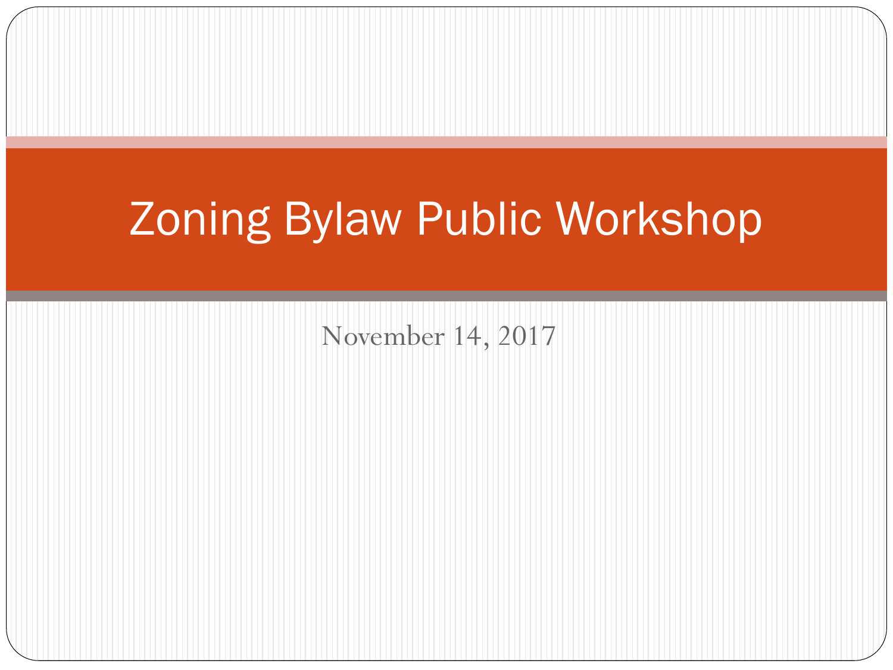# Zoning Bylaw Public Workshop

November 14, 2017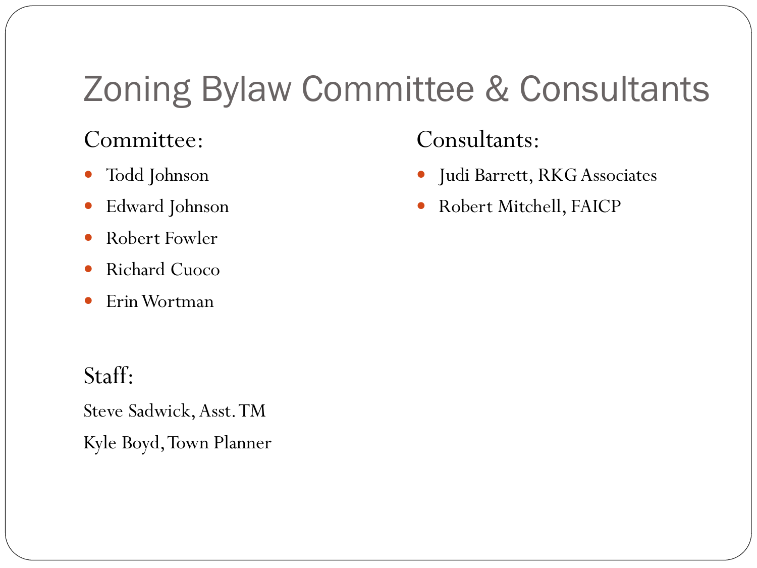# Zoning Bylaw Committee & Consultants

## Committee:

- Todd Johnson
- Edward Johnson
- Robert Fowler
- Richard Cuoco
- Erin Wortman

## Staff:

Steve Sadwick, Asst. TM

Kyle Boyd, Town Planner

## Consultants:

- Judi Barrett, RKG Associates
- Robert Mitchell, FAICP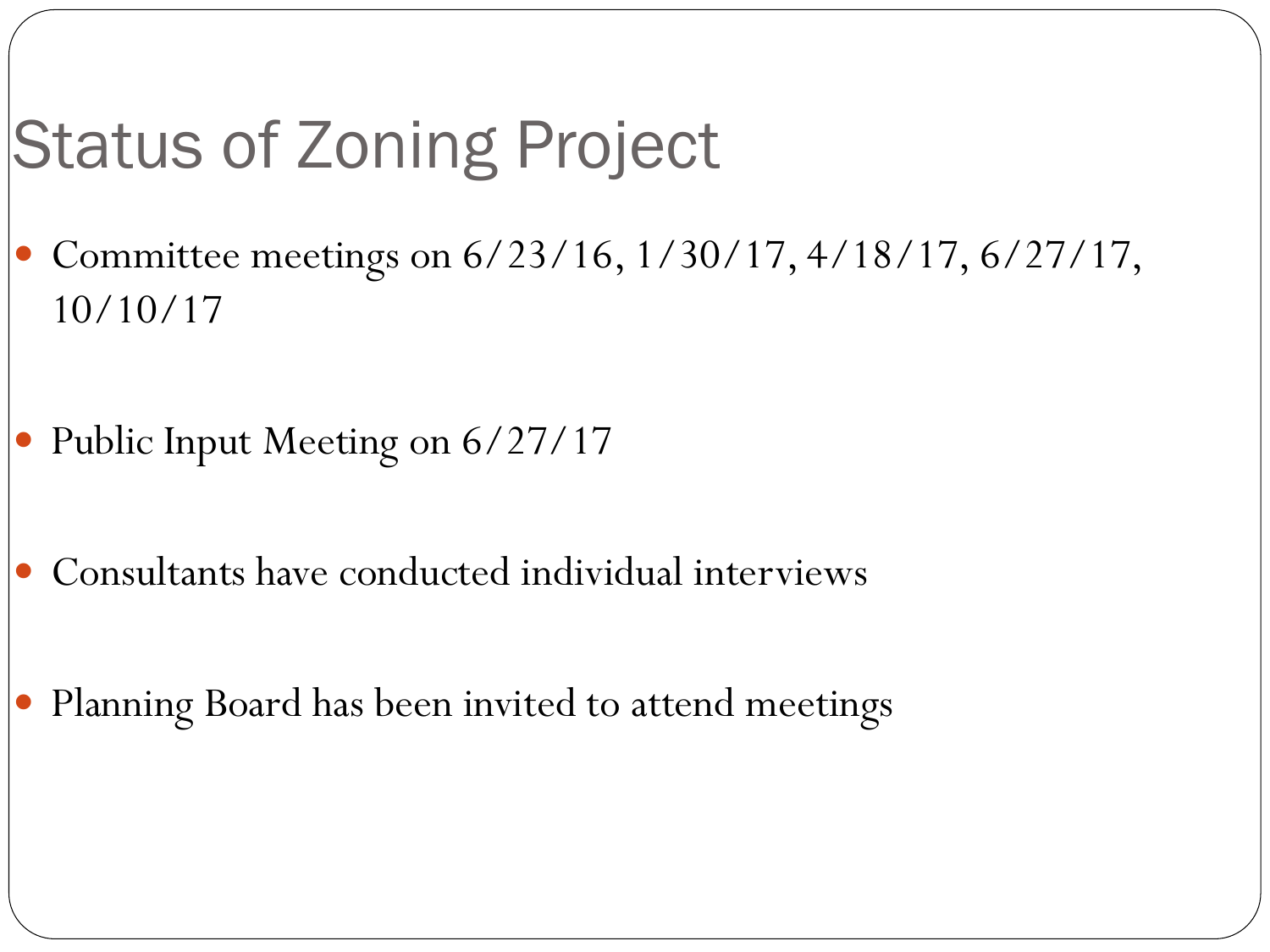# Status of Zoning Project

- Committee meetings on 6/23/16, 1/30/17, 4/18/17, 6/27/17, 10/10/17
- Public Input Meeting on 6/27/17
- Consultants have conducted individual interviews
- Planning Board has been invited to attend meetings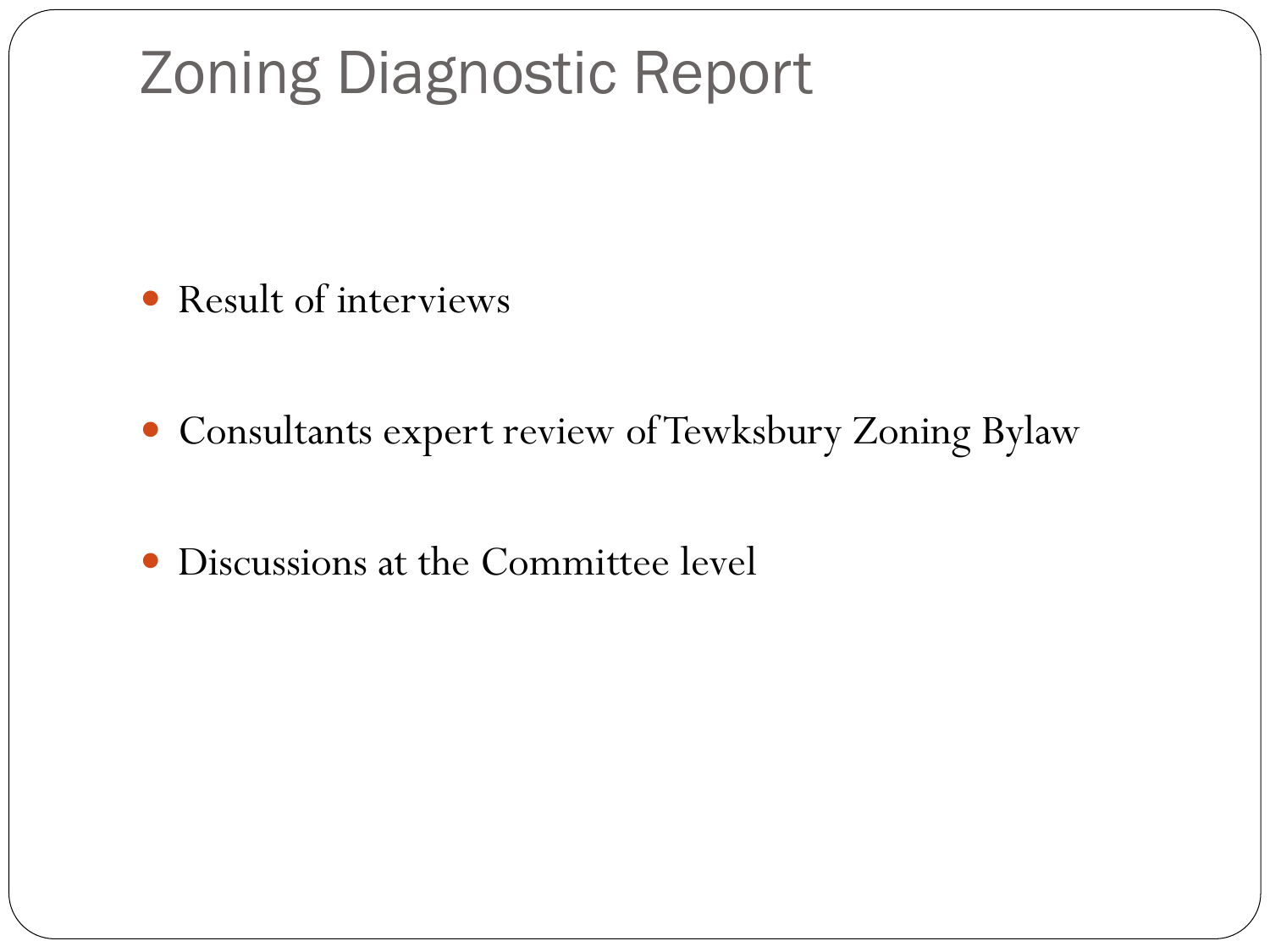# Zoning Diagnostic Report

- Result of interviews
- Consultants expert review of Tewksbury Zoning Bylaw
- Discussions at the Committee level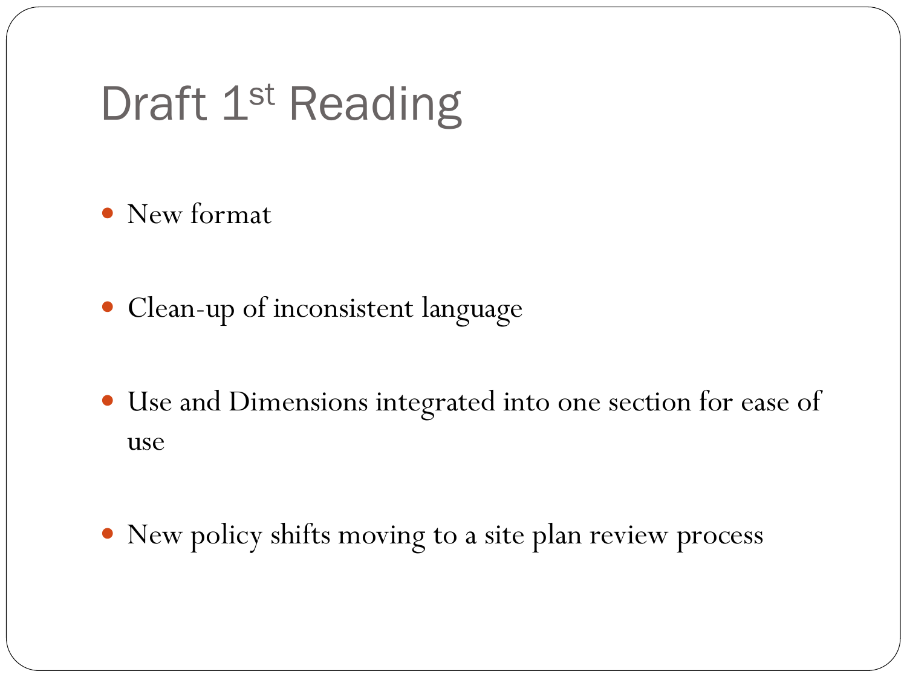# Draft 1st Reading

- New format
- Clean-up of inconsistent language
- Use and Dimensions integrated into one section for ease of use
- New policy shifts moving to a site plan review process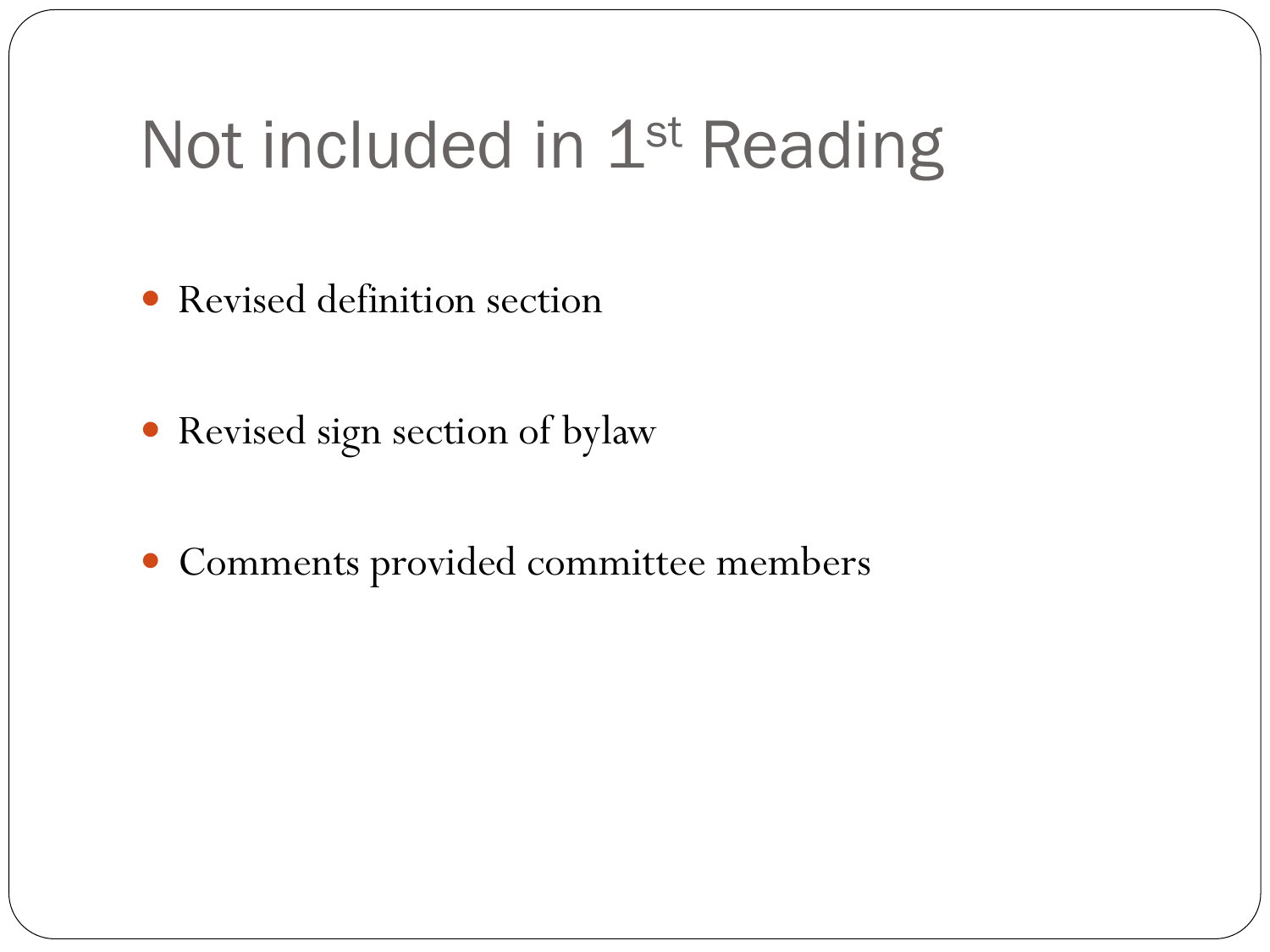# Not included in 1st Reading

- Revised definition section
- Revised sign section of bylaw
- Comments provided committee members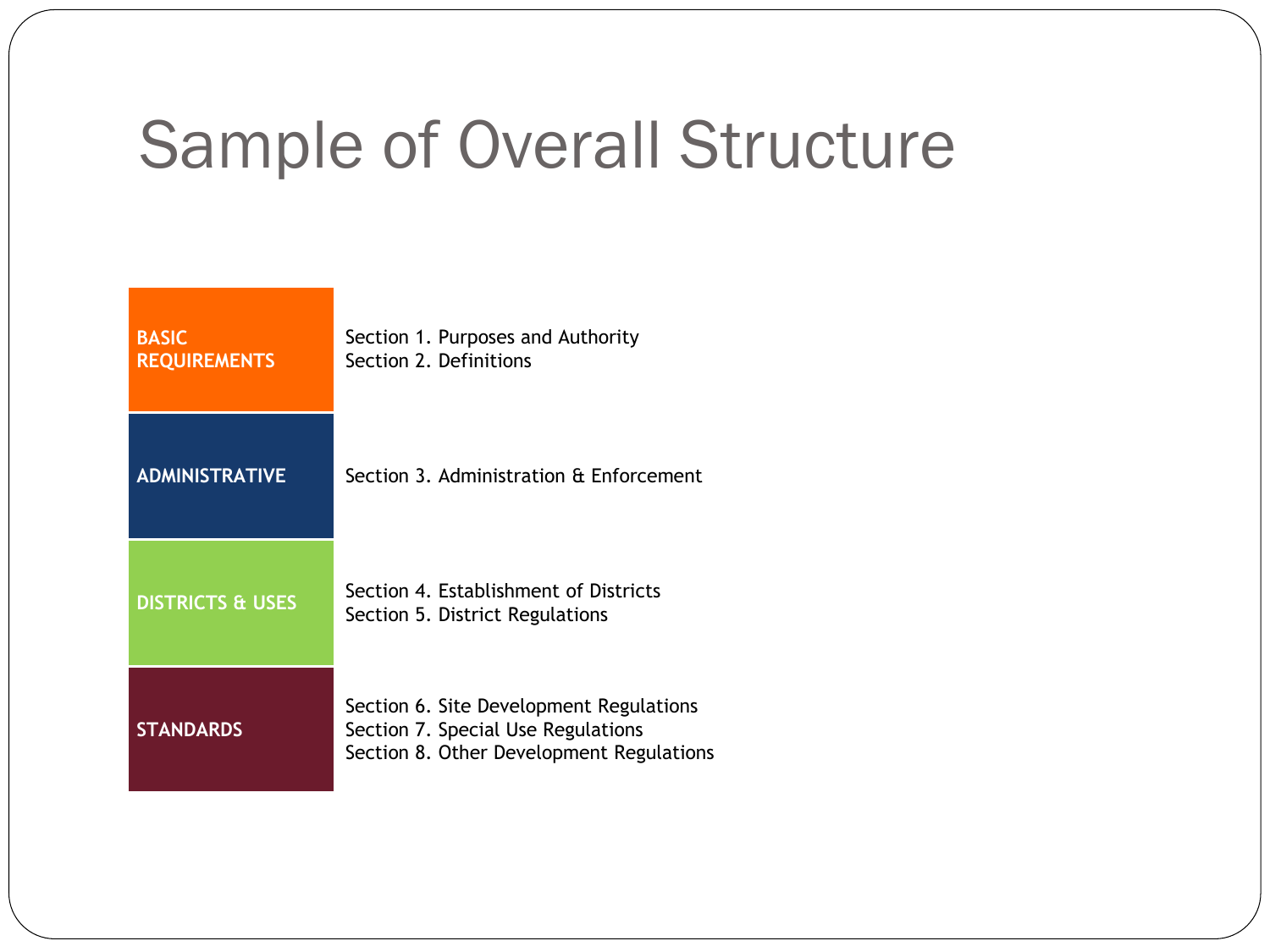# Sample of Overall Structure

| | |
|---|---|
| **BASIC REQUIREMENTS** | Section 1. Purposes and Authority<br>Section 2. Definitions |
| **ADMINISTRATIVE** | Section 3. Administration & Enforcement |
| **DISTRICTS & USES** | Section 4. Establishment of Districts<br>Section 5. District Regulations |
| **STANDARDS** | Section 6. Site Development Regulations<br>Section 7. Special Use Regulations<br>Section 8. Other Development Regulations |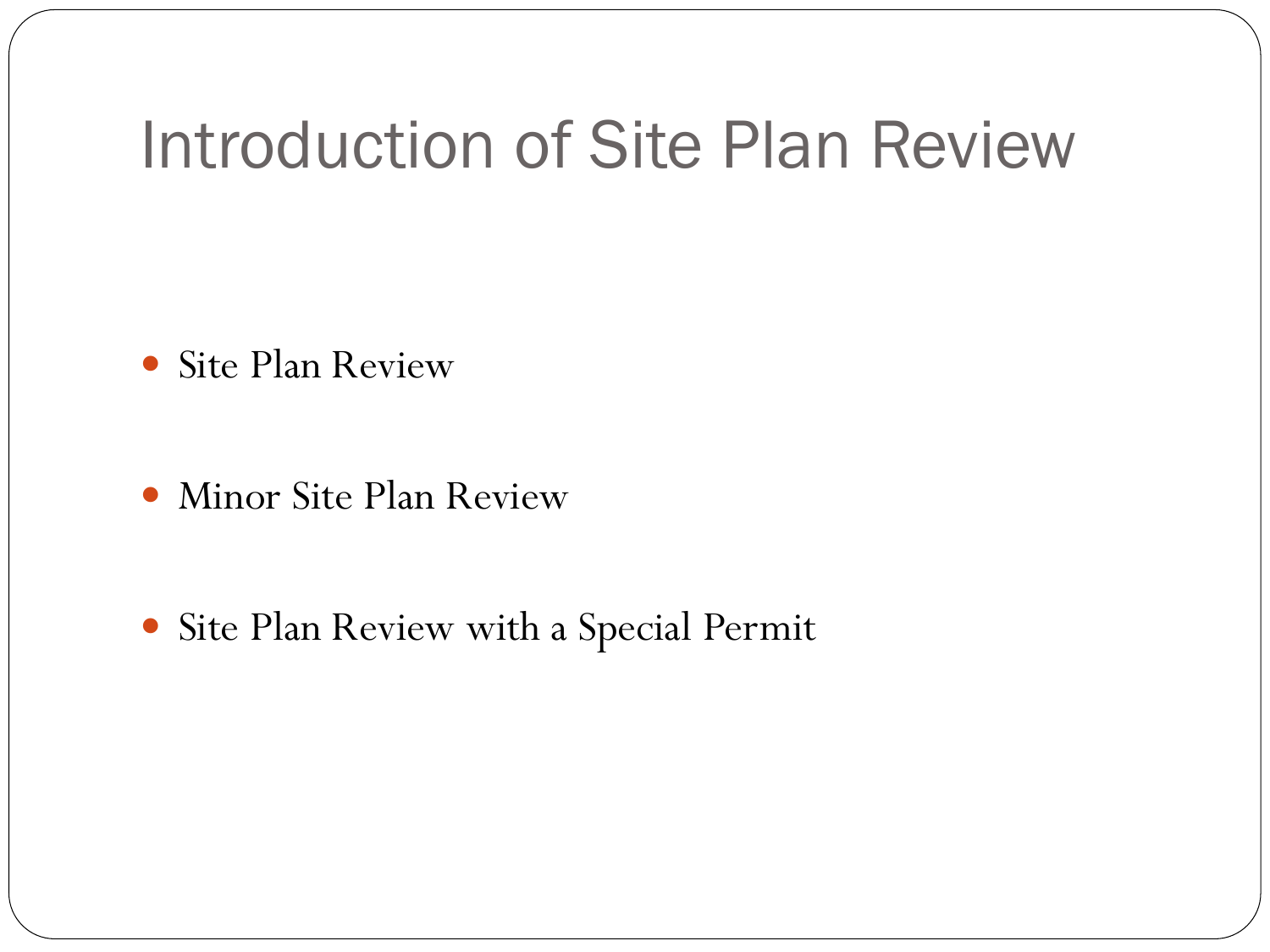# Introduction of Site Plan Review

- Site Plan Review
- Minor Site Plan Review
- Site Plan Review with a Special Permit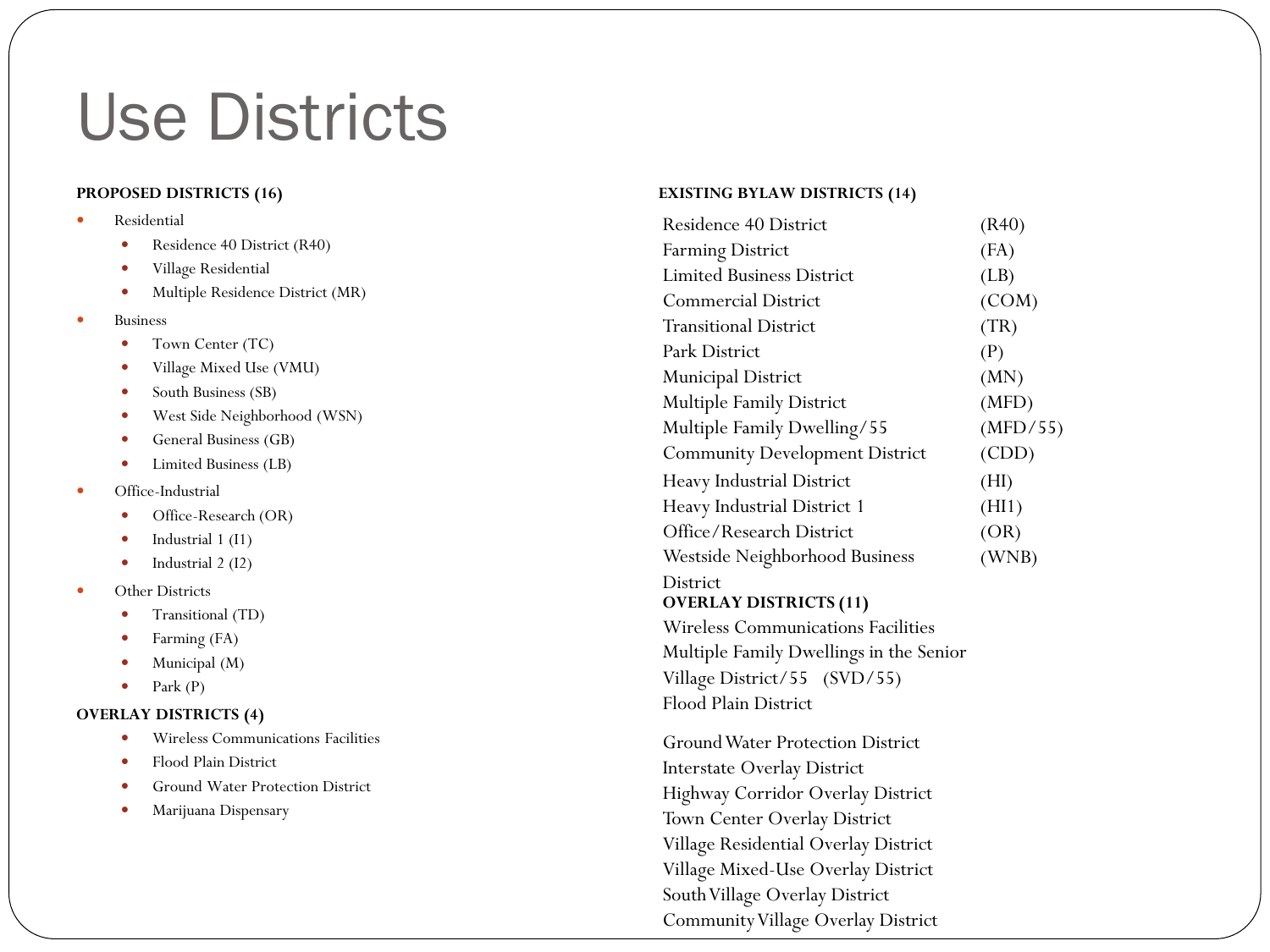# Use Districts

**PROPOSED DISTRICTS (16)**

- Residential
  - Residence 40 District (R40)
  - Village Residential
  - Multiple Residence District (MR)
- Business
  - Town Center (TC)
  - Village Mixed Use (VMU)
  - South Business (SB)
  - West Side Neighborhood (WSN)
  - General Business (GB)
  - Limited Business (LB)
- Office-Industrial
  - Office-Research (OR)
  - Industrial 1 (I1)
  - Industrial 2 (I2)
- Other Districts
  - Transitional (TD)
  - Farming (FA)
  - Municipal (M)
  - Park (P)

**OVERLAY DISTRICTS (4)**

- Wireless Communications Facilities
- Flood Plain District
- Ground Water Protection District
- Marijuana Dispensary

**EXISTING BYLAW DISTRICTS (14)**

| District | Abbreviation |
|---|---|
| Residence 40 District | (R40) |
| Farming District | (FA) |
| Limited Business District | (LB) |
| Commercial District | (COM) |
| Transitional District | (TR) |
| Park District | (P) |
| Municipal District | (MN) |
| Multiple Family District | (MFD) |
| Multiple Family Dwelling/55 | (MFD/55) |
| Community Development District | (CDD) |
| Heavy Industrial District | (HI) |
| Heavy Industrial District 1 | (HI1) |
| Office/Research District | (OR) |
| Westside Neighborhood Business District | (WNB) |

**OVERLAY DISTRICTS (11)**

Wireless Communications Facilities
Multiple Family Dwellings in the Senior Village District/55 (SVD/55)
Flood Plain District

Ground Water Protection District
Interstate Overlay District
Highway Corridor Overlay District
Town Center Overlay District
Village Residential Overlay District
Village Mixed-Use Overlay District
South Village Overlay District
Community Village Overlay District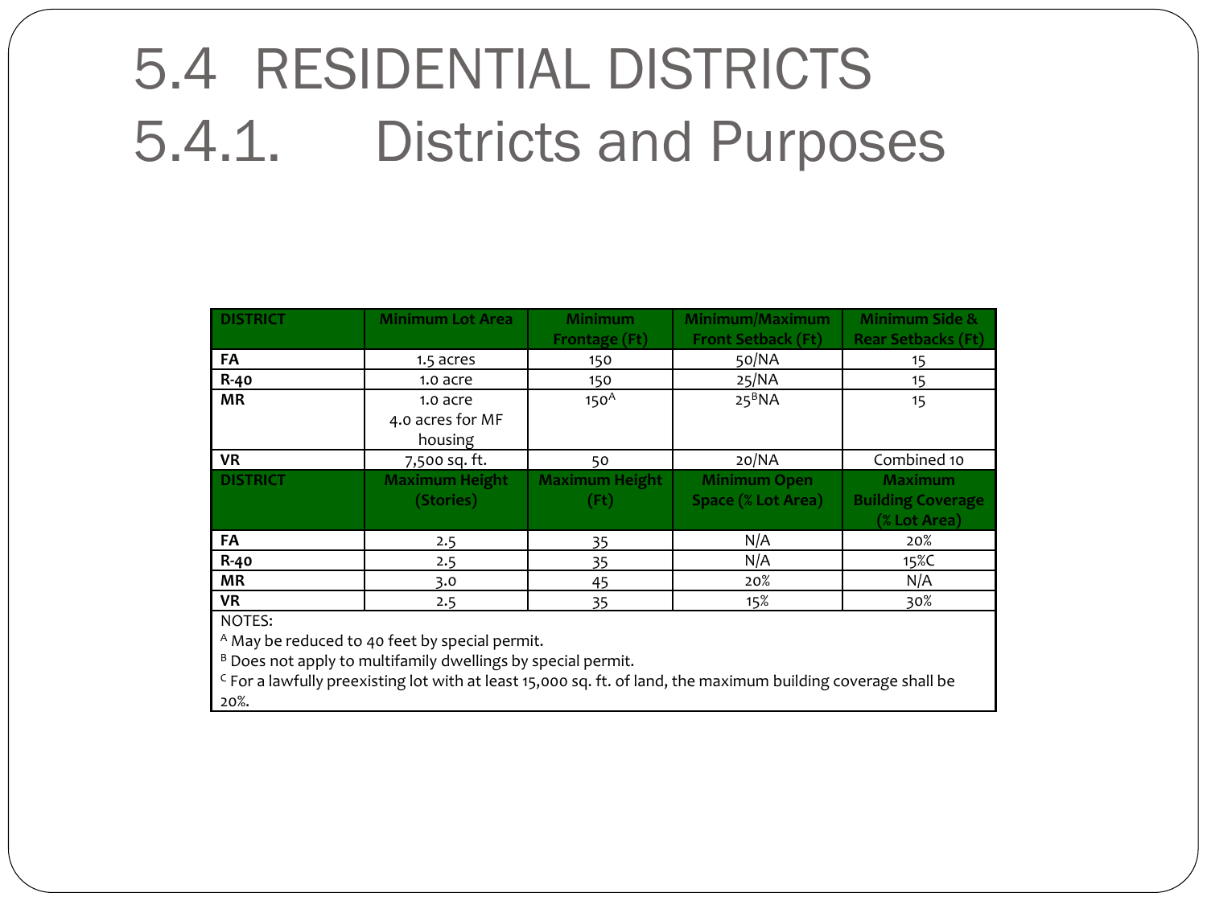# 5.4 RESIDENTIAL DISTRICTS
# 5.4.1. Districts and Purposes

| DISTRICT | Minimum Lot Area | Minimum Frontage (Ft) | Minimum/Maximum Front Setback (Ft) | Minimum Side & Rear Setbacks (Ft) |
|---|---|---|---|---|
| FA | 1.5 acres | 150 | 50/NA | 15 |
| R-40 | 1.0 acre | 150 | 25/NA | 15 |
| MR | 1.0 acre 4.0 acres for MF housing | 150[A] | 25[B]NA | 15 |
| VR | 7,500 sq. ft. | 50 | 20/NA | Combined 10 |
| **DISTRICT** | **Maximum Height (Stories)** | **Maximum Height (Ft)** | **Minimum Open Space (% Lot Area)** | **Maximum Building Coverage (% Lot Area)** |
| FA | 2.5 | 35 | N/A | 20% |
| R-40 | 2.5 | 35 | N/A | 15%C |
| MR | 3.0 | 45 | 20% | N/A |
| VR | 2.5 | 35 | 15% | 30% |

NOTES:

[A] May be reduced to 40 feet by special permit.

[B] Does not apply to multifamily dwellings by special permit.

[C] For a lawfully preexisting lot with at least 15,000 sq. ft. of land, the maximum building coverage shall be 20%.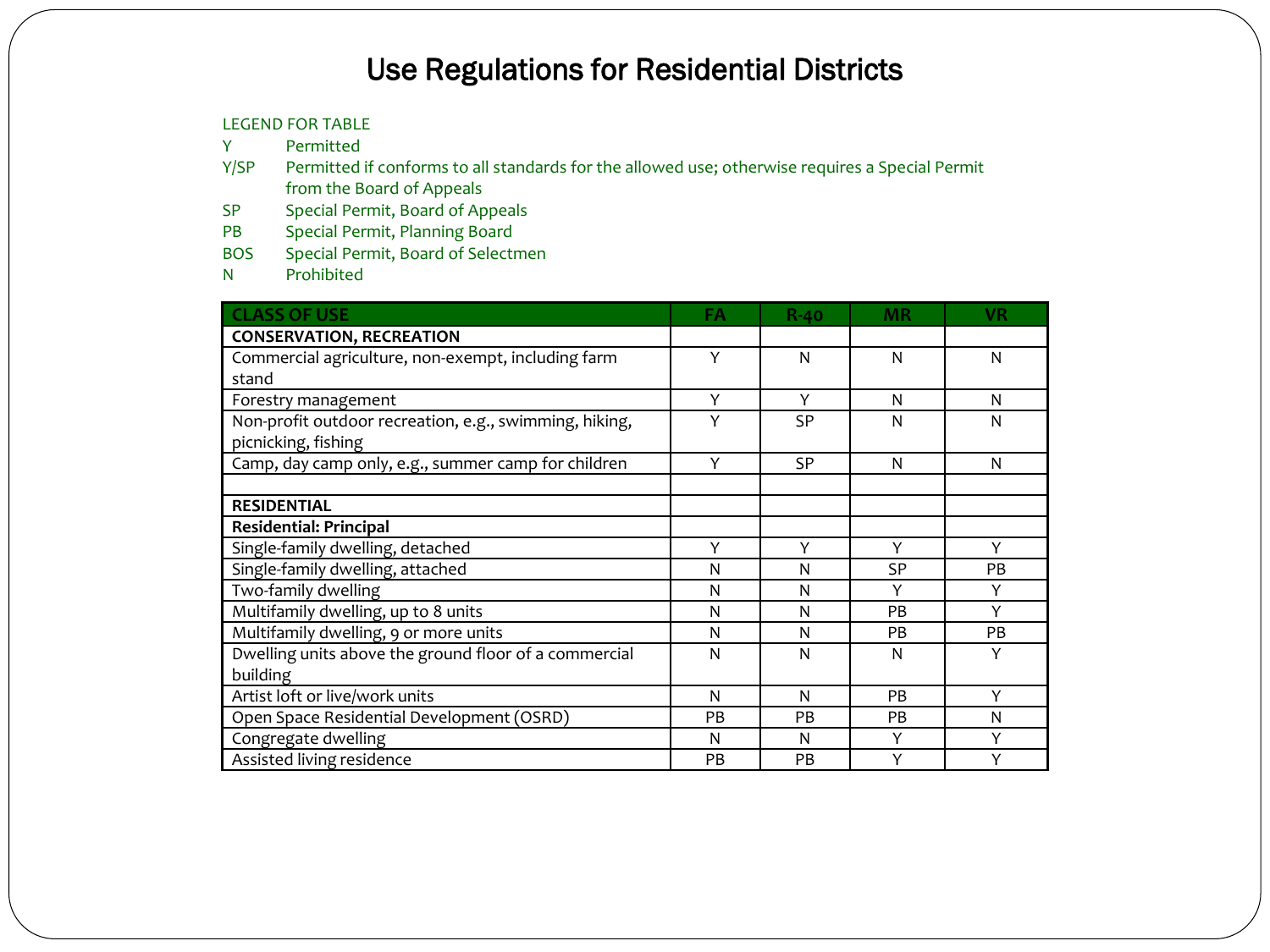# Use Regulations for Residential Districts

LEGEND FOR TABLE

| | |
|---|---|
| Y | Permitted |
| Y/SP | Permitted if conforms to all standards for the allowed use; otherwise requires a Special Permit from the Board of Appeals |
| SP | Special Permit, Board of Appeals |
| PB | Special Permit, Planning Board |
| BOS | Special Permit, Board of Selectmen |
| N | Prohibited |

| CLASS OF USE | FA | R-40 | MR | VR |
|---|---|---|---|---|
| **CONSERVATION, RECREATION** | | | | |
| Commercial agriculture, non-exempt, including farm stand | Y | N | N | N |
| Forestry management | Y | Y | N | N |
| Non-profit outdoor recreation, e.g., swimming, hiking, picnicking, fishing | Y | SP | N | N |
| Camp, day camp only, e.g., summer camp for children | Y | SP | N | N |
| | | | | |
| **RESIDENTIAL** | | | | |
| **Residential: Principal** | | | | |
| Single-family dwelling, detached | Y | Y | Y | Y |
| Single-family dwelling, attached | N | N | SP | PB |
| Two-family dwelling | N | N | Y | Y |
| Multifamily dwelling, up to 8 units | N | N | PB | Y |
| Multifamily dwelling, 9 or more units | N | N | PB | PB |
| Dwelling units above the ground floor of a commercial building | N | N | N | Y |
| Artist loft or live/work units | N | N | PB | Y |
| Open Space Residential Development (OSRD) | PB | PB | PB | N |
| Congregate dwelling | N | N | Y | Y |
| Assisted living residence | PB | PB | Y | Y |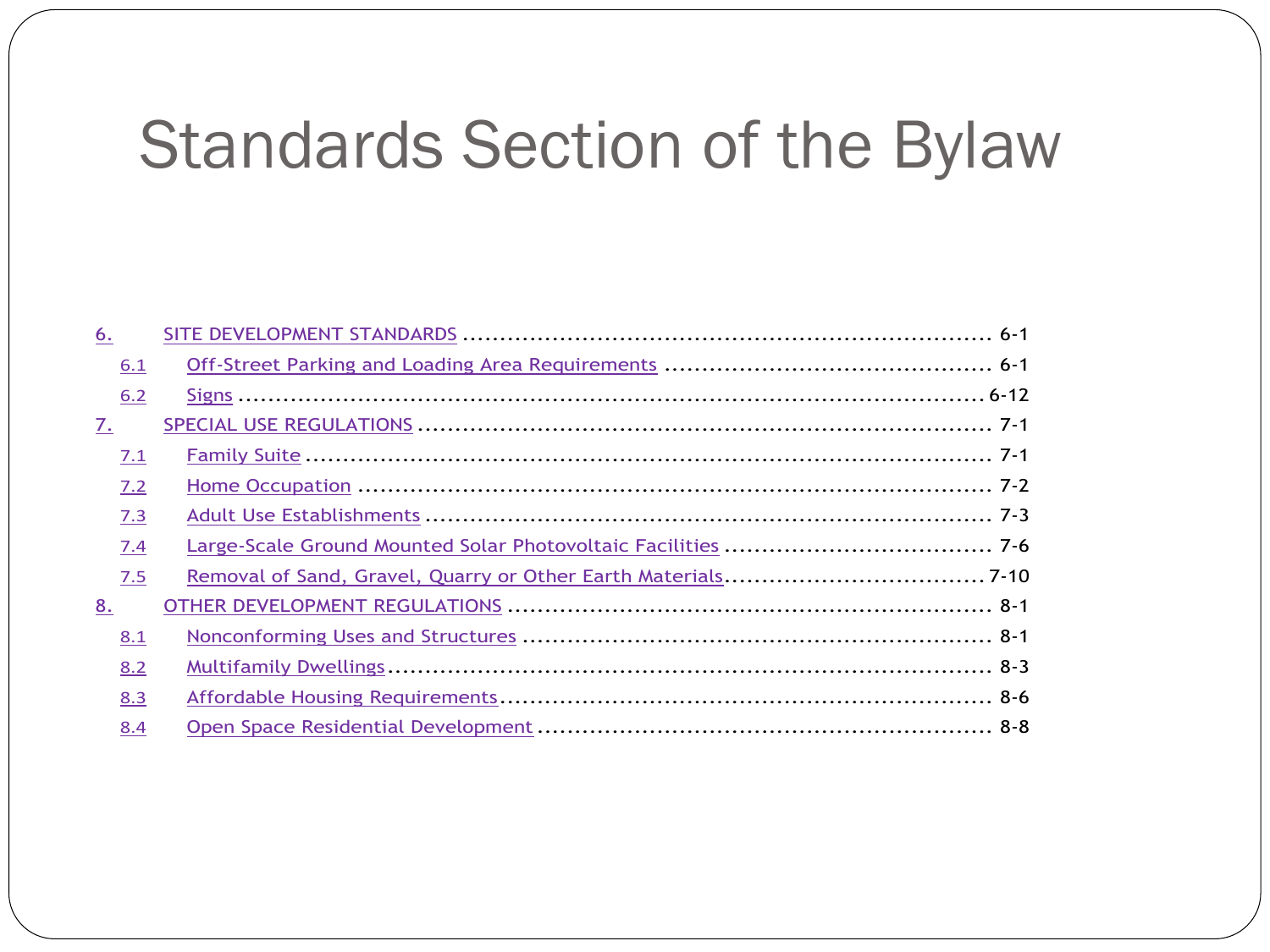# Standards Section of the Bylaw

- 6. SITE DEVELOPMENT STANDARDS ........................................................... 6-1
  - 6.1 Off-Street Parking and Loading Area Requirements ........................................... 6-1
  - 6.2 Signs ........................................................................................... 6-12
- 7. SPECIAL USE REGULATIONS ............................................................... 7-1
  - 7.1 Family Suite ..................................................................................... 7-1
  - 7.2 Home Occupation ............................................................................... 7-2
  - 7.3 Adult Use Establishments ..................................................................... 7-3
  - 7.4 Large-Scale Ground Mounted Solar Photovoltaic Facilities ................................... 7-6
  - 7.5 Removal of Sand, Gravel, Quarry or Other Earth Materials.................................. 7-10
- 8. OTHER DEVELOPMENT REGULATIONS ....................................................... 8-1
  - 8.1 Nonconforming Uses and Structures ........................................................... 8-1
  - 8.2 Multifamily Dwellings.......................................................................... 8-3
  - 8.3 Affordable Housing Requirements.............................................................. 8-6
  - 8.4 Open Space Residential Development ........................................................ 8-8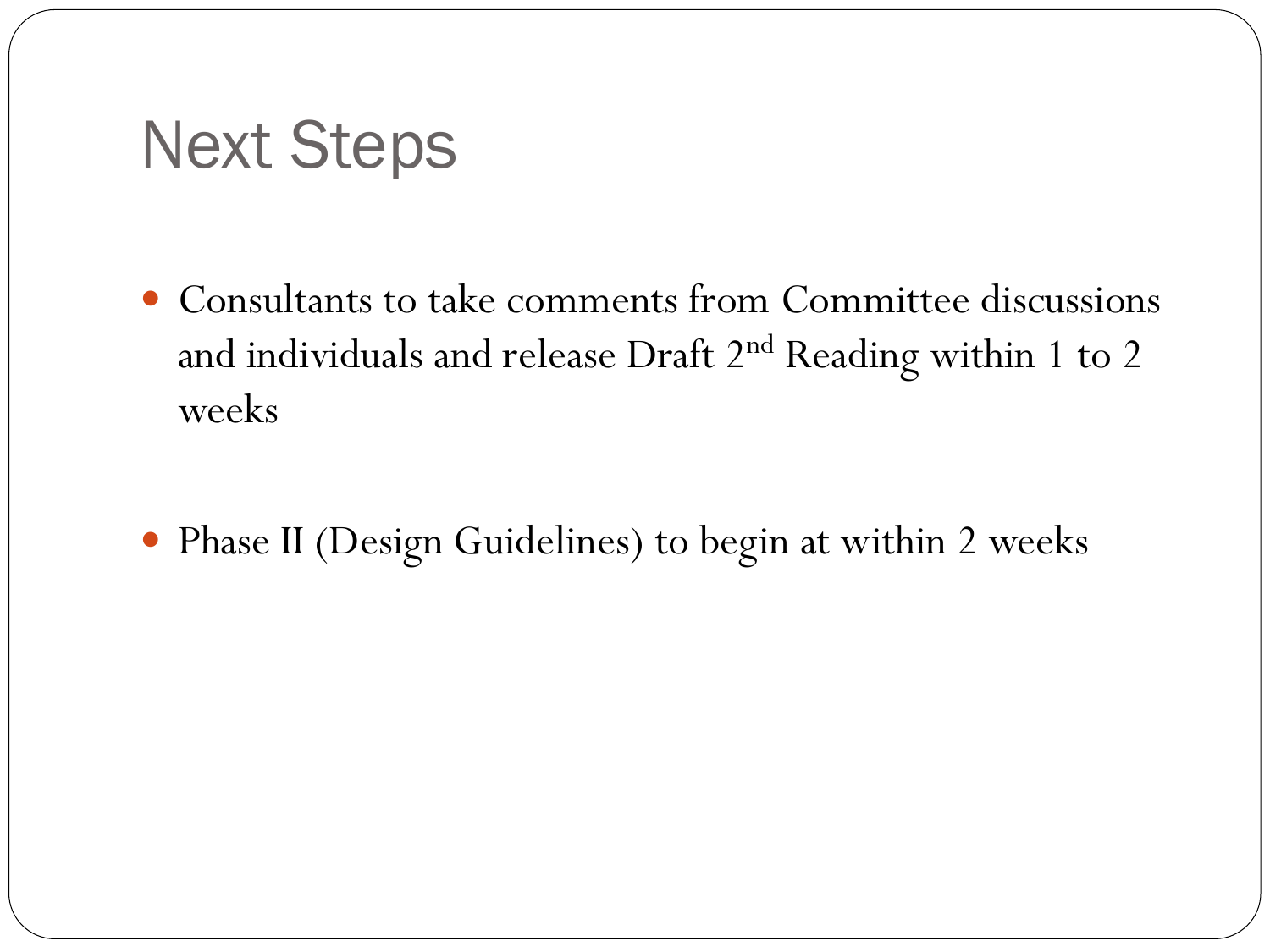# Next Steps

- Consultants to take comments from Committee discussions and individuals and release Draft 2nd Reading within 1 to 2 weeks
- Phase II (Design Guidelines) to begin at within 2 weeks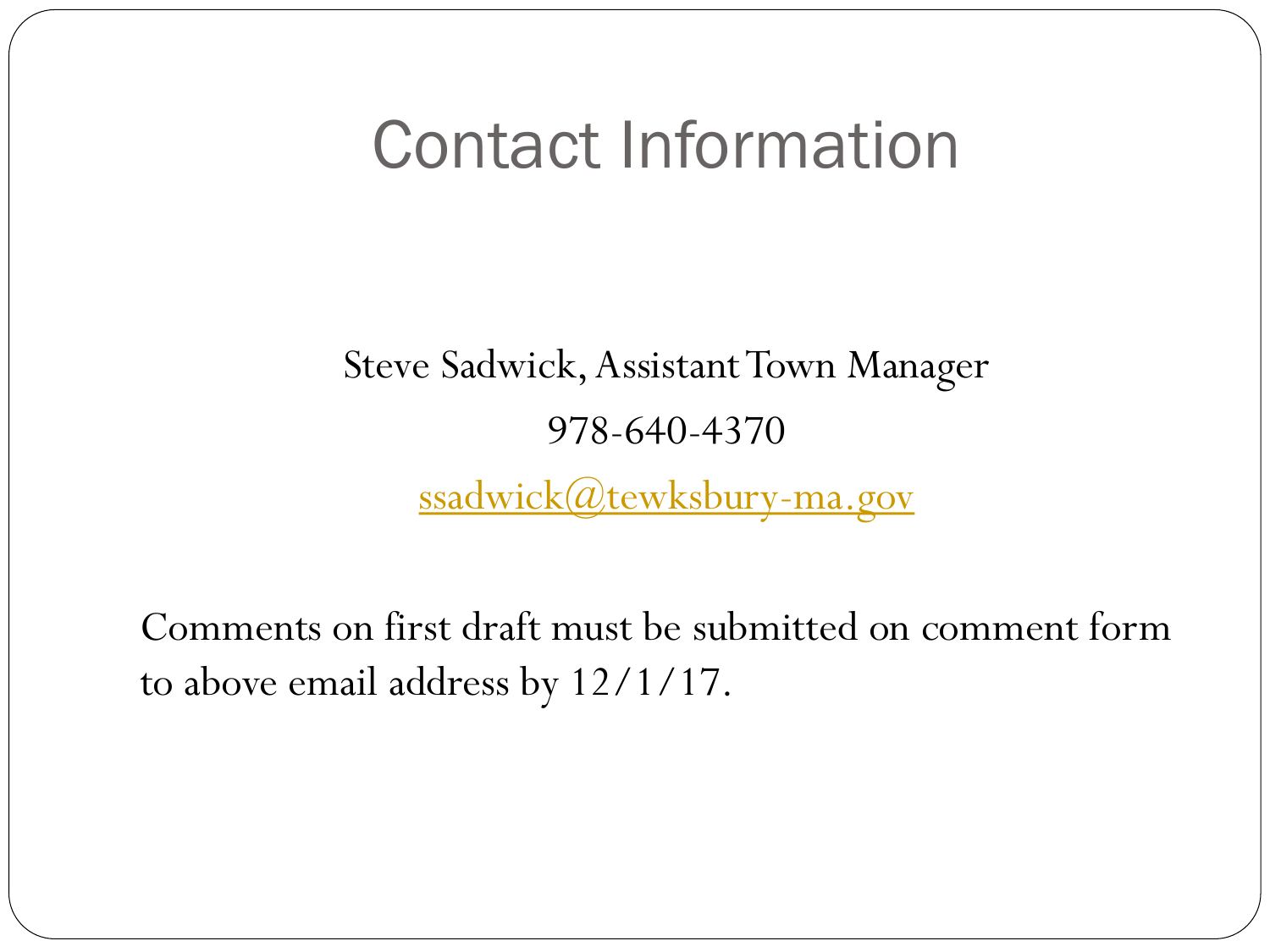# Contact Information

Steve Sadwick, Assistant Town Manager

978-640-4370

ssadwick@tewksbury-ma.gov

Comments on first draft must be submitted on comment form to above email address by 12/1/17.